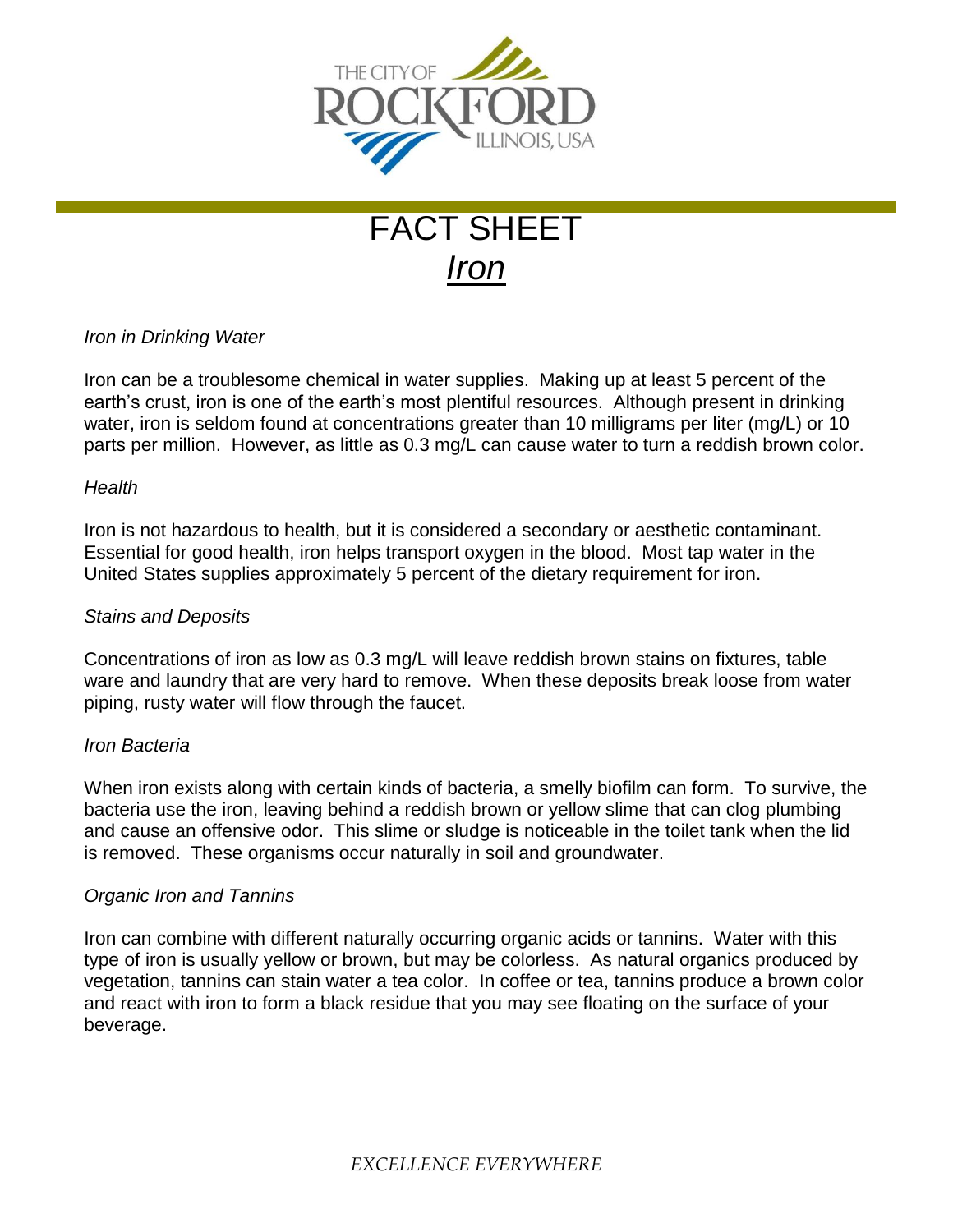# FACT SHEET

## *Iron*

*Iron in Drinking Water*

Iron can be a troublesome chemical in water supplies. Making up at least 5 percent of the earth's crust, iron is one of the earth's most plentiful resources. Although present in drinking water, iron is seldom found at concentrations greater than 10 milligrams per liter (mg/L) or 10 parts per million. However, as little as 0.3 mg/L can cause water to turn a reddish brown color.

*Health*

Iron is not hazardous to health, but it is considered a secondary or aesthetic contaminant. Essential for good health, iron helps transport oxygen in the blood. Most tap water in the United States supplies approximately 5 percent of the dietary requirement for iron.

*Stains and Deposits*

Concentrations of iron as low as 0.3 mg/L will leave reddish brown stains on fixtures, table ware and laundry that are very hard to remove. When these deposits break loose from water piping, rusty water will flow through the faucet.

*Iron Bacteria*

When iron exists along with certain kinds of bacteria, a smelly biofilm can form. To survive, the bacteria use the iron, leaving behind a reddish brown or yellow slime that can clog plumbing and cause an offensive odor. This slime or sludge is noticeable in the toilet tank when the lid is removed. These organisms occur naturally in soil and groundwater.

*Organic Iron and Tannins*

Iron can combine with different naturally occurring organic acids or tannins. Water with this type of iron is usually yellow or brown, but may be colorless. As natural organics produced by vegetation, tannins can stain water a tea color. In coffee or tea, tannins produce a brown color and react with iron to form a black residue that you may see floating on the surface of your beverage.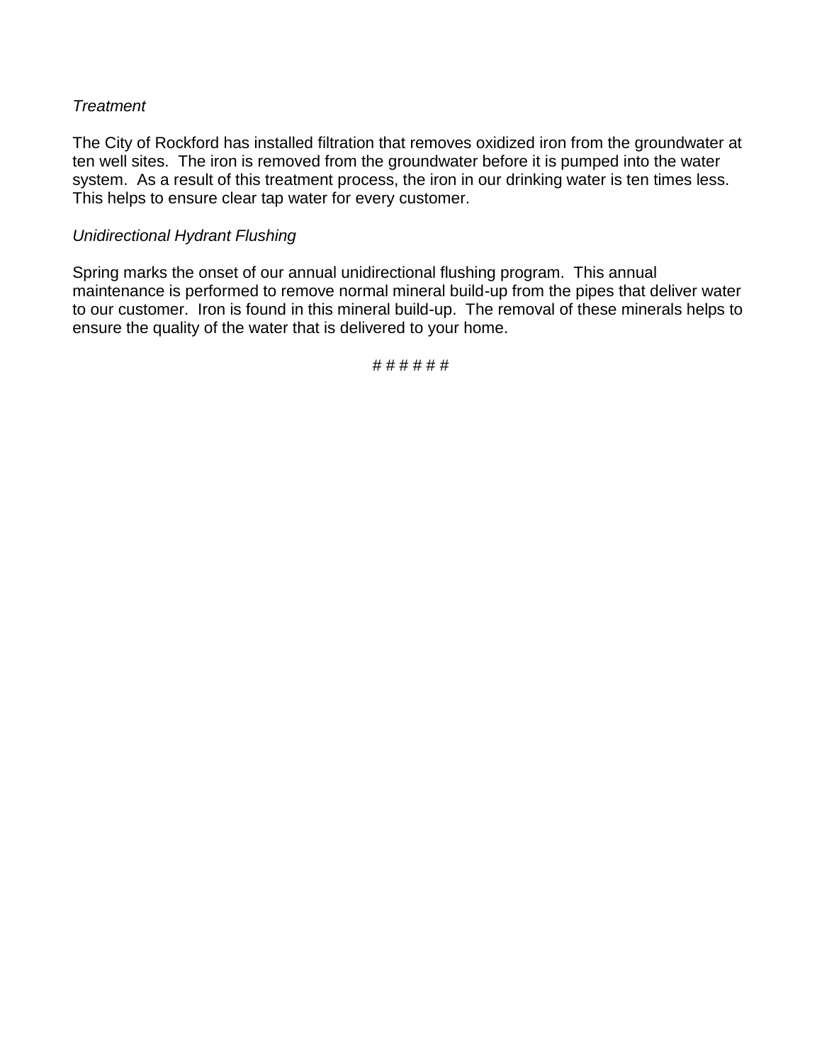*Treatment*

The City of Rockford has installed filtration that removes oxidized iron from the groundwater at ten well sites. The iron is removed from the groundwater before it is pumped into the water system. As a result of this treatment process, the iron in our drinking water is ten times less. This helps to ensure clear tap water for every customer.

*Unidirectional Hydrant Flushing*

Spring marks the onset of our annual unidirectional flushing program. This annual maintenance is performed to remove normal mineral build-up from the pipes that deliver water to our customer. Iron is found in this mineral build-up. The removal of these minerals helps to ensure the quality of the water that is delivered to your home.

# # # # # #